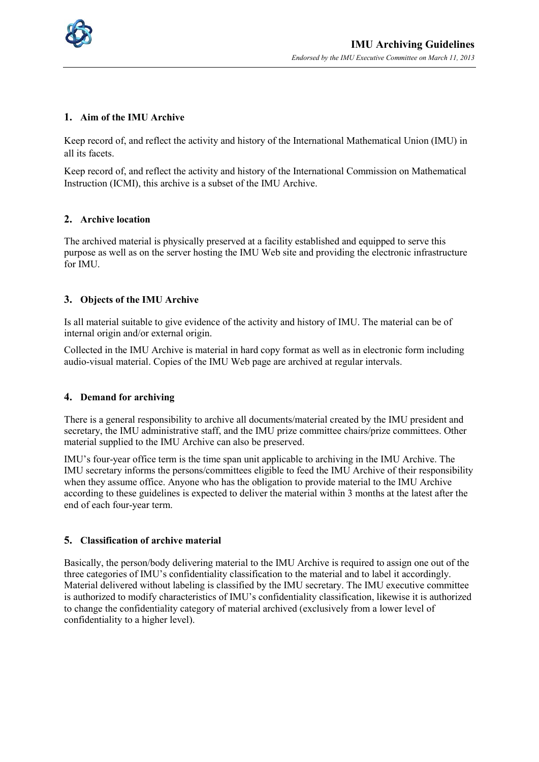# IMU Archiving Guidelines

*Endorsed by the IMU Executive Committee on March 11, 2013*

## 1. Aim of the IMU Archive

Keep record of, and reflect the activity and history of the International Mathematical Union (IMU) in all its facets.

Keep record of, and reflect the activity and history of the International Commission on Mathematical Instruction (ICMI), this archive is a subset of the IMU Archive.

## 2. Archive location

The archived material is physically preserved at a facility established and equipped to serve this purpose as well as on the server hosting the IMU Web site and providing the electronic infrastructure for IMU.

## 3. Objects of the IMU Archive

Is all material suitable to give evidence of the activity and history of IMU. The material can be of internal origin and/or external origin.

Collected in the IMU Archive is material in hard copy format as well as in electronic form including audio-visual material. Copies of the IMU Web page are archived at regular intervals.

## 4. Demand for archiving

There is a general responsibility to archive all documents/material created by the IMU president and secretary, the IMU administrative staff, and the IMU prize committee chairs/prize committees. Other material supplied to the IMU Archive can also be preserved.

IMU's four-year office term is the time span unit applicable to archiving in the IMU Archive. The IMU secretary informs the persons/committees eligible to feed the IMU Archive of their responsibility when they assume office. Anyone who has the obligation to provide material to the IMU Archive according to these guidelines is expected to deliver the material within 3 months at the latest after the end of each four-year term.

## 5. Classification of archive material

Basically, the person/body delivering material to the IMU Archive is required to assign one out of the three categories of IMU's confidentiality classification to the material and to label it accordingly. Material delivered without labeling is classified by the IMU secretary. The IMU executive committee is authorized to modify characteristics of IMU's confidentiality classification, likewise it is authorized to change the confidentiality category of material archived (exclusively from a lower level of confidentiality to a higher level).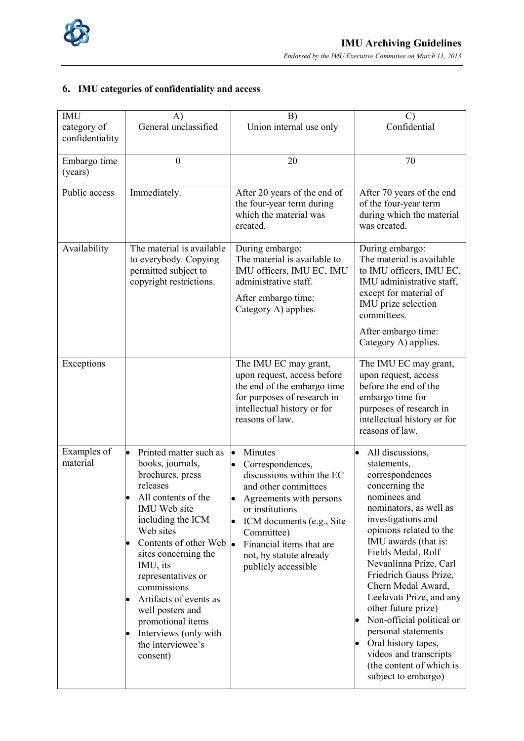## 6. IMU categories of confidentiality and access

| IMU category of confidentiality | A) General unclassified | B) Union internal use only | C) Confidential |
|---|---|---|---|
| Embargo time (years) | 0 | 20 | 70 |
| Public access | Immediately. | After 20 years of the end of the four-year term during which the material was created. | After 70 years of the end of the four-year term during which the material was created. |
| Availability | The material is available to everybody. Copying permitted subject to copyright restrictions. | During embargo: The material is available to IMU officers, IMU EC, IMU administrative staff. After embargo time: Category A) applies. | During embargo: The material is available to IMU officers, IMU EC, IMU administrative staff, except for material of IMU prize selection committees. After embargo time: Category A) applies. |
| Exceptions | | The IMU EC may grant, upon request, access before the end of the embargo time for purposes of research in intellectual history or for reasons of law. | The IMU EC may grant, upon request, access before the end of the embargo time for purposes of research in intellectual history or for reasons of law. |
| Examples of material | • Printed matter such as books, journals, brochures, press releases<br>• All contents of the IMU Web site including the ICM Web sites<br>• Contents of other Web sites concerning the IMU, its representatives or commissions<br>• Artifacts of events as well posters and promotional items<br>• Interviews (only with the interviewee`s consent) | • Minutes<br>• Correspondences, discussions within the EC and other committees<br>• Agreements with persons or institutions<br>• ICM documents (e.g., Site Committee)<br>• Financial items that are not, by statute already publicly accessible | • All discussions, statements, correspondences concerning the nominees and nominators, as well as investigations and opinions related to the IMU awards (that is: Fields Medal, Rolf Nevanlinna Prize, Carl Friedrich Gauss Prize, Chern Medal Award, Leelavati Prize, and any other future prize)<br>• Non-official political or personal statements<br>• Oral history tapes, videos and transcripts (the content of which is subject to embargo) |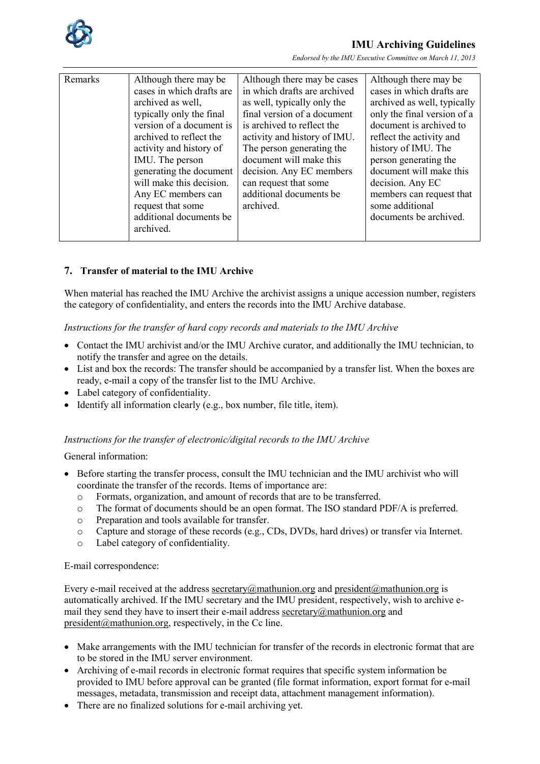| Remarks | Although there may be cases in which drafts are archived as well, typically only the final version of a document is archived to reflect the activity and history of IMU. The person generating the document will make this decision. Any EC members can request that some additional documents be archived. | Although there may be cases in which drafts are archived as well, typically only the final version of a document is archived to reflect the activity and history of IMU. The person generating the document will make this decision. Any EC members can request that some additional documents be archived. | Although there may be cases in which drafts are archived as well, typically only the final version of a document is archived to reflect the activity and history of IMU. The person generating the document will make this decision. Any EC members can request that some additional documents be archived. |
|---|---|---|---|

## 7. Transfer of material to the IMU Archive

When material has reached the IMU Archive the archivist assigns a unique accession number, registers the category of confidentiality, and enters the records into the IMU Archive database.

*Instructions for the transfer of hard copy records and materials to the IMU Archive*

- Contact the IMU archivist and/or the IMU Archive curator, and additionally the IMU technician, to notify the transfer and agree on the details.
- List and box the records: The transfer should be accompanied by a transfer list. When the boxes are ready, e-mail a copy of the transfer list to the IMU Archive.
- Label category of confidentiality.
- Identify all information clearly (e.g., box number, file title, item).

*Instructions for the transfer of electronic/digital records to the IMU Archive*

General information:

- Before starting the transfer process, consult the IMU technician and the IMU archivist who will coordinate the transfer of the records. Items of importance are:
  - Formats, organization, and amount of records that are to be transferred.
  - The format of documents should be an open format. The ISO standard PDF/A is preferred.
  - Preparation and tools available for transfer.
  - Capture and storage of these records (e.g., CDs, DVDs, hard drives) or transfer via Internet.
  - Label category of confidentiality.

E-mail correspondence:

Every e-mail received at the address secretary@mathunion.org and president@mathunion.org is automatically archived. If the IMU secretary and the IMU president, respectively, wish to archive e-mail they send they have to insert their e-mail address secretary@mathunion.org and president@mathunion.org, respectively, in the Cc line.

- Make arrangements with the IMU technician for transfer of the records in electronic format that are to be stored in the IMU server environment.
- Archiving of e-mail records in electronic format requires that specific system information be provided to IMU before approval can be granted (file format information, export format for e-mail messages, metadata, transmission and receipt data, attachment management information).
- There are no finalized solutions for e-mail archiving yet.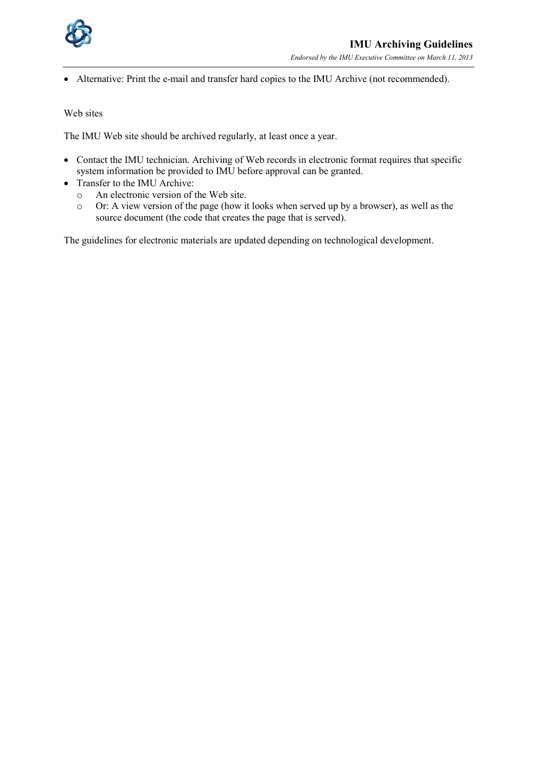- Alternative: Print the e-mail and transfer hard copies to the IMU Archive (not recommended).

Web sites

The IMU Web site should be archived regularly, at least once a year.

- Contact the IMU technician. Archiving of Web records in electronic format requires that specific system information be provided to IMU before approval can be granted.
- Transfer to the IMU Archive:
  - An electronic version of the Web site.
  - Or: A view version of the page (how it looks when served up by a browser), as well as the source document (the code that creates the page that is served).

The guidelines for electronic materials are updated depending on technological development.